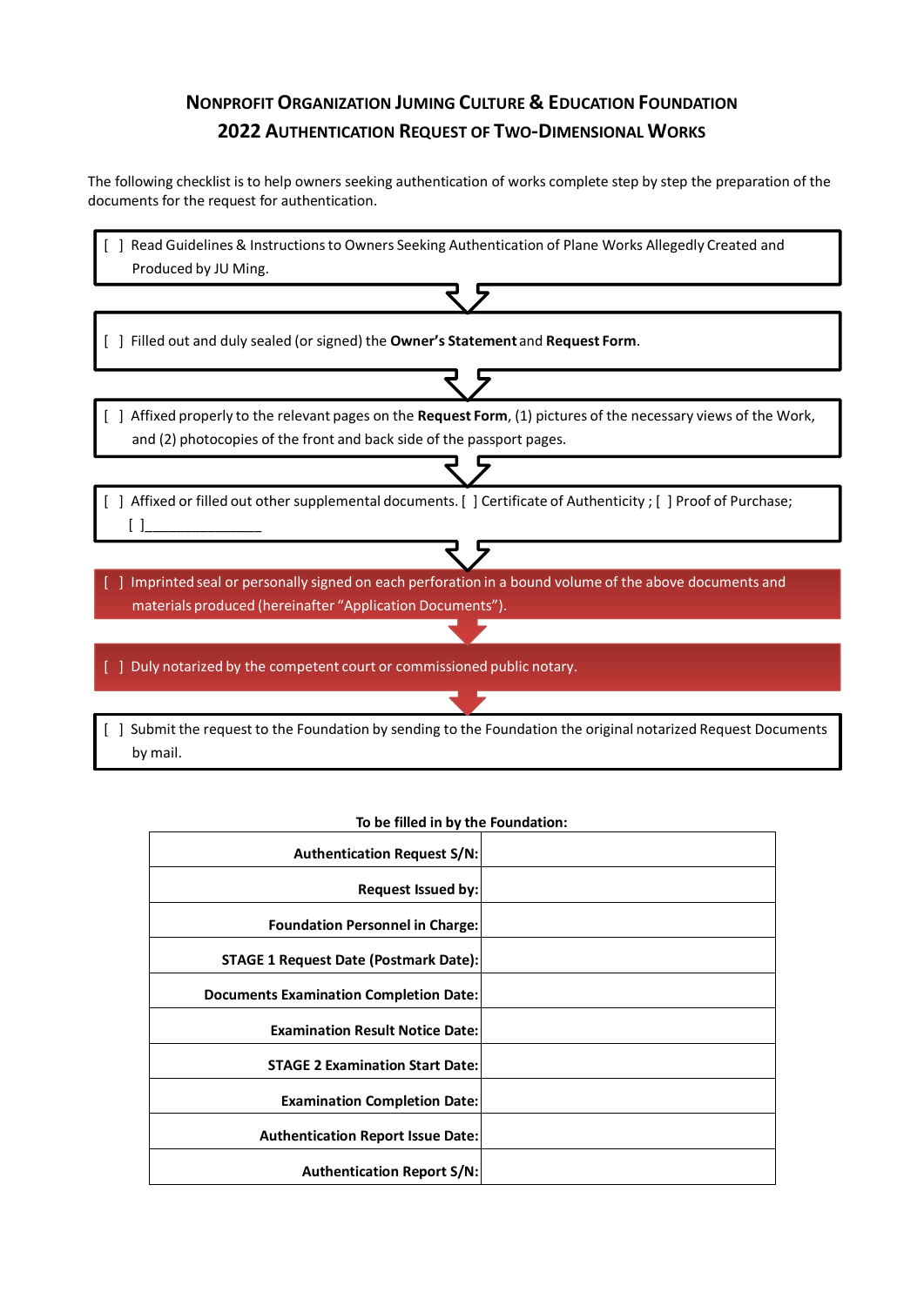# Nonprofit Organization Juming Culture & Education Foundation
## 2022 Authentication Request of Two-Dimensional Works

The following checklist is to help owners seeking authentication of works complete step by step the preparation of the documents for the request for authentication.

[ ] Read Guidelines & Instructions to Owners Seeking Authentication of Plane Works Allegedly Created and Produced by JU Ming.

[ ] Filled out and duly sealed (or signed) the **Owner's Statement** and **Request Form**.

[ ] Affixed properly to the relevant pages on the **Request Form**, (1) pictures of the necessary views of the Work, and (2) photocopies of the front and back side of the passport pages.

[ ] Affixed or filled out other supplemental documents. [ ] Certificate of Authenticity ; [ ] Proof of Purchase; [ ]_______________

[ ] Imprinted seal or personally signed on each perforation in a bound volume of the above documents and materials produced (hereinafter "Application Documents").

[ ] Duly notarized by the competent court or commissioned public notary.

[ ] Submit the request to the Foundation by sending to the Foundation the original notarized Request Documents by mail.

**To be filled in by the Foundation:**

| | |
|---|---|
| **Authentication Request S/N:** | |
| **Request Issued by:** | |
| **Foundation Personnel in Charge:** | |
| **STAGE 1 Request Date (Postmark Date):** | |
| **Documents Examination Completion Date:** | |
| **Examination Result Notice Date:** | |
| **STAGE 2 Examination Start Date:** | |
| **Examination Completion Date:** | |
| **Authentication Report Issue Date:** | |
| **Authentication Report S/N:** | |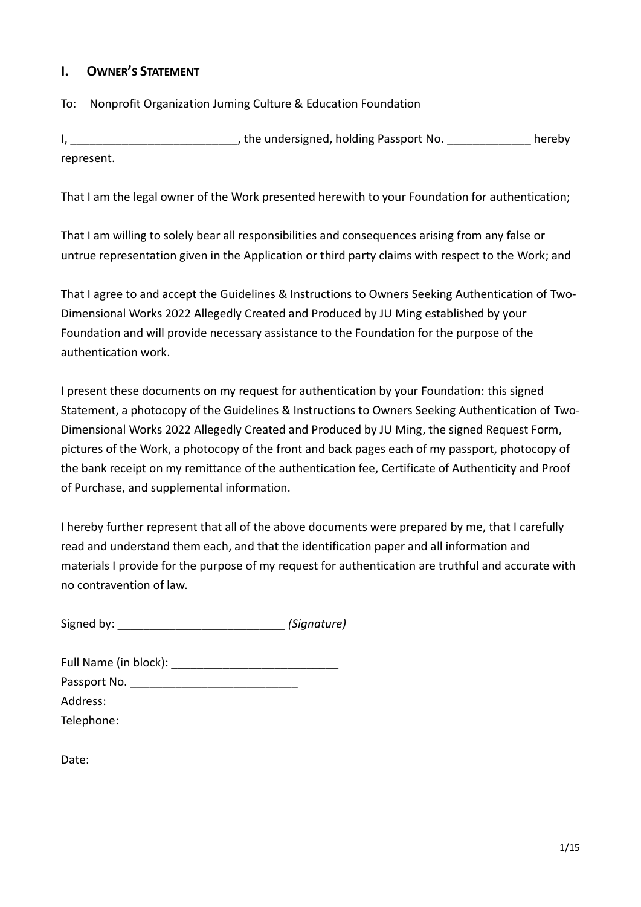## I. OWNER'S STATEMENT

To: Nonprofit Organization Juming Culture & Education Foundation

I, __________________________, the undersigned, holding Passport No. _____________ hereby represent.

That I am the legal owner of the Work presented herewith to your Foundation for authentication;

That I am willing to solely bear all responsibilities and consequences arising from any false or untrue representation given in the Application or third party claims with respect to the Work; and

That I agree to and accept the Guidelines & Instructions to Owners Seeking Authentication of Two-Dimensional Works 2022 Allegedly Created and Produced by JU Ming established by your Foundation and will provide necessary assistance to the Foundation for the purpose of the authentication work.

I present these documents on my request for authentication by your Foundation: this signed Statement, a photocopy of the Guidelines & Instructions to Owners Seeking Authentication of Two-Dimensional Works 2022 Allegedly Created and Produced by JU Ming, the signed Request Form, pictures of the Work, a photocopy of the front and back pages each of my passport, photocopy of the bank receipt on my remittance of the authentication fee, Certificate of Authenticity and Proof of Purchase, and supplemental information.

I hereby further represent that all of the above documents were prepared by me, that I carefully read and understand them each, and that the identification paper and all information and materials I provide for the purpose of my request for authentication are truthful and accurate with no contravention of law.

Signed by: __________________________ *(Signature)*

Full Name (in block): __________________________
Passport No. __________________________
Address:
Telephone:

Date: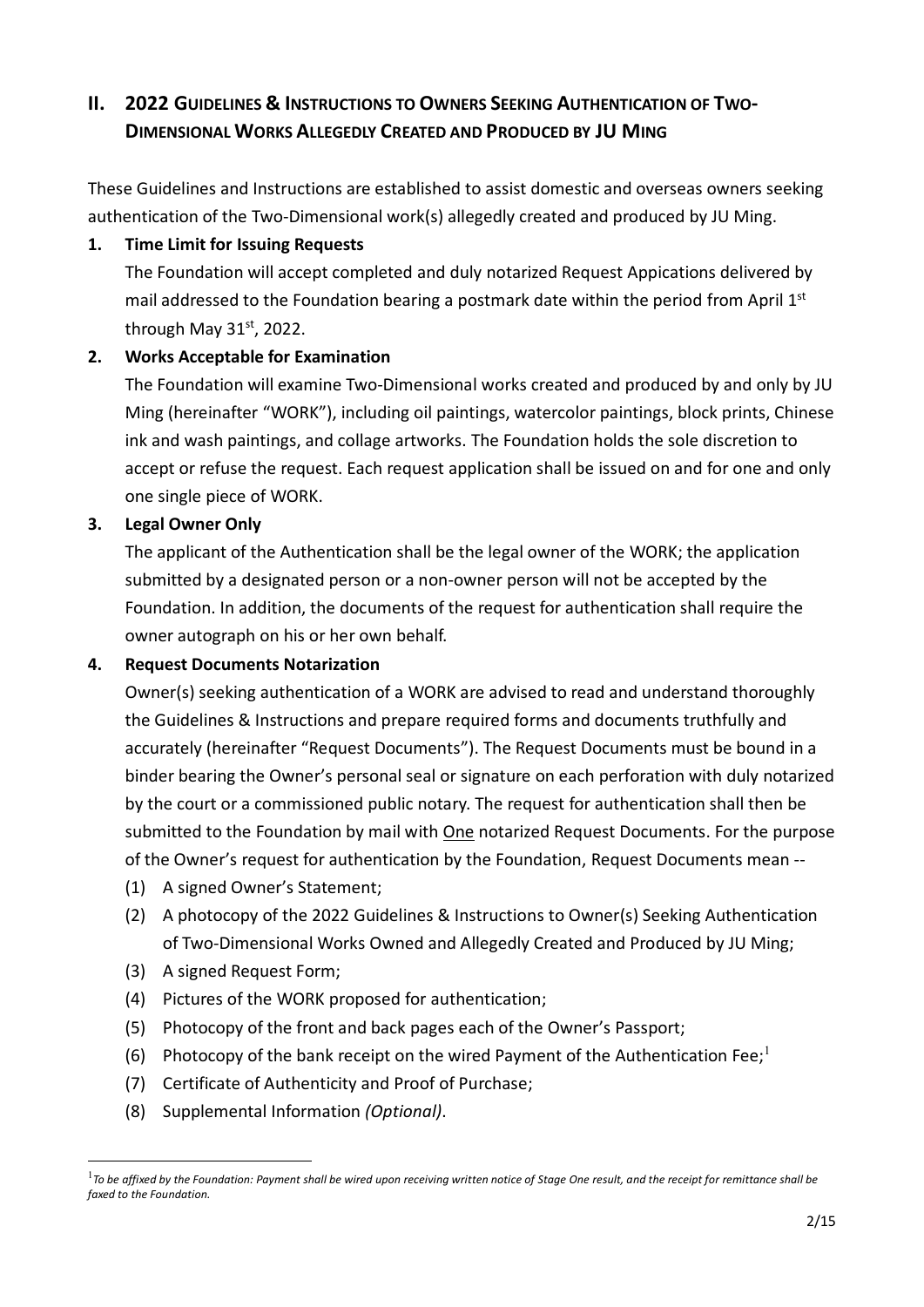## II. 2022 GUIDELINES & INSTRUCTIONS TO OWNERS SEEKING AUTHENTICATION OF TWO-DIMENSIONAL WORKS ALLEGEDLY CREATED AND PRODUCED BY JU MING

These Guidelines and Instructions are established to assist domestic and overseas owners seeking authentication of the Two-Dimensional work(s) allegedly created and produced by JU Ming.

**1. Time Limit for Issuing Requests**

The Foundation will accept completed and duly notarized Request Appications delivered by mail addressed to the Foundation bearing a postmark date within the period from April 1st through May 31st, 2022.

**2. Works Acceptable for Examination**

The Foundation will examine Two-Dimensional works created and produced by and only by JU Ming (hereinafter "WORK"), including oil paintings, watercolor paintings, block prints, Chinese ink and wash paintings, and collage artworks. The Foundation holds the sole discretion to accept or refuse the request. Each request application shall be issued on and for one and only one single piece of WORK.

**3. Legal Owner Only**

The applicant of the Authentication shall be the legal owner of the WORK; the application submitted by a designated person or a non-owner person will not be accepted by the Foundation. In addition, the documents of the request for authentication shall require the owner autograph on his or her own behalf.

**4. Request Documents Notarization**

Owner(s) seeking authentication of a WORK are advised to read and understand thoroughly the Guidelines & Instructions and prepare required forms and documents truthfully and accurately (hereinafter "Request Documents"). The Request Documents must be bound in a binder bearing the Owner's personal seal or signature on each perforation with duly notarized by the court or a commissioned public notary. The request for authentication shall then be submitted to the Foundation by mail with One notarized Request Documents. For the purpose of the Owner's request for authentication by the Foundation, Request Documents mean --

(1) A signed Owner's Statement;
(2) A photocopy of the 2022 Guidelines & Instructions to Owner(s) Seeking Authentication of Two-Dimensional Works Owned and Allegedly Created and Produced by JU Ming;
(3) A signed Request Form;
(4) Pictures of the WORK proposed for authentication;
(5) Photocopy of the front and back pages each of the Owner's Passport;
(6) Photocopy of the bank receipt on the wired Payment of the Authentication Fee;[1]
(7) Certificate of Authenticity and Proof of Purchase;
(8) Supplemental Information *(Optional)*.

---

[1] *To be affixed by the Foundation: Payment shall be wired upon receiving written notice of Stage One result, and the receipt for remittance shall be faxed to the Foundation.*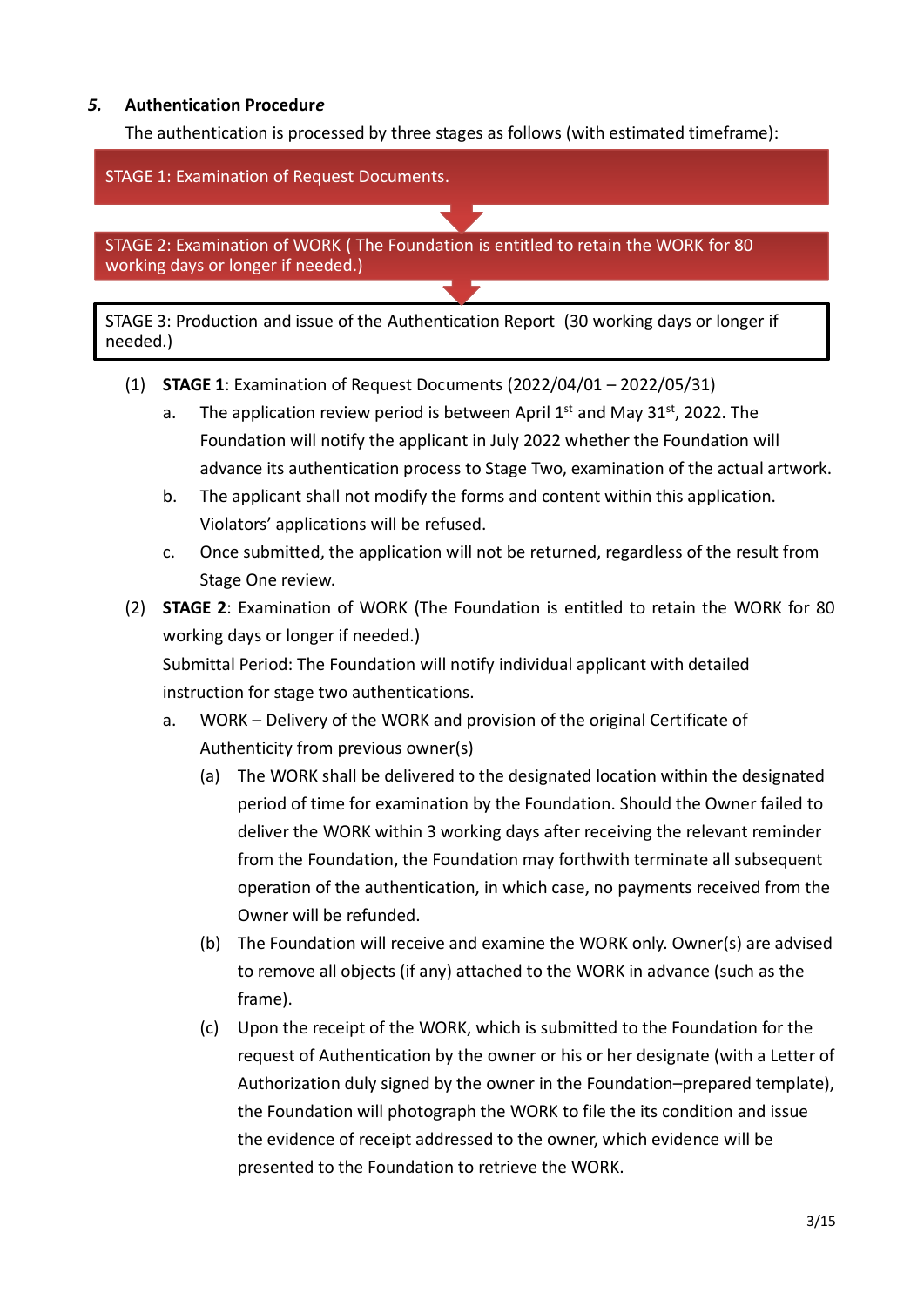## 5. Authentication Procedure

The authentication is processed by three stages as follows (with estimated timeframe):

STAGE 1: Examination of Request Documents.

STAGE 2: Examination of WORK ( The Foundation is entitled to retain the WORK for 80 working days or longer if needed.)

STAGE 3: Production and issue of the Authentication Report (30 working days or longer if needed.)

(1) **STAGE 1**: Examination of Request Documents (2022/04/01 – 2022/05/31)

a. The application review period is between April 1st and May 31st, 2022. The Foundation will notify the applicant in July 2022 whether the Foundation will advance its authentication process to Stage Two, examination of the actual artwork.

b. The applicant shall not modify the forms and content within this application. Violators' applications will be refused.

c. Once submitted, the application will not be returned, regardless of the result from Stage One review.

(2) **STAGE 2**: Examination of WORK (The Foundation is entitled to retain the WORK for 80 working days or longer if needed.)

Submittal Period: The Foundation will notify individual applicant with detailed instruction for stage two authentications.

a. WORK – Delivery of the WORK and provision of the original Certificate of Authenticity from previous owner(s)

(a) The WORK shall be delivered to the designated location within the designated period of time for examination by the Foundation. Should the Owner failed to deliver the WORK within 3 working days after receiving the relevant reminder from the Foundation, the Foundation may forthwith terminate all subsequent operation of the authentication, in which case, no payments received from the Owner will be refunded.

(b) The Foundation will receive and examine the WORK only. Owner(s) are advised to remove all objects (if any) attached to the WORK in advance (such as the frame).

(c) Upon the receipt of the WORK, which is submitted to the Foundation for the request of Authentication by the owner or his or her designate (with a Letter of Authorization duly signed by the owner in the Foundation–prepared template), the Foundation will photograph the WORK to file the its condition and issue the evidence of receipt addressed to the owner, which evidence will be presented to the Foundation to retrieve the WORK.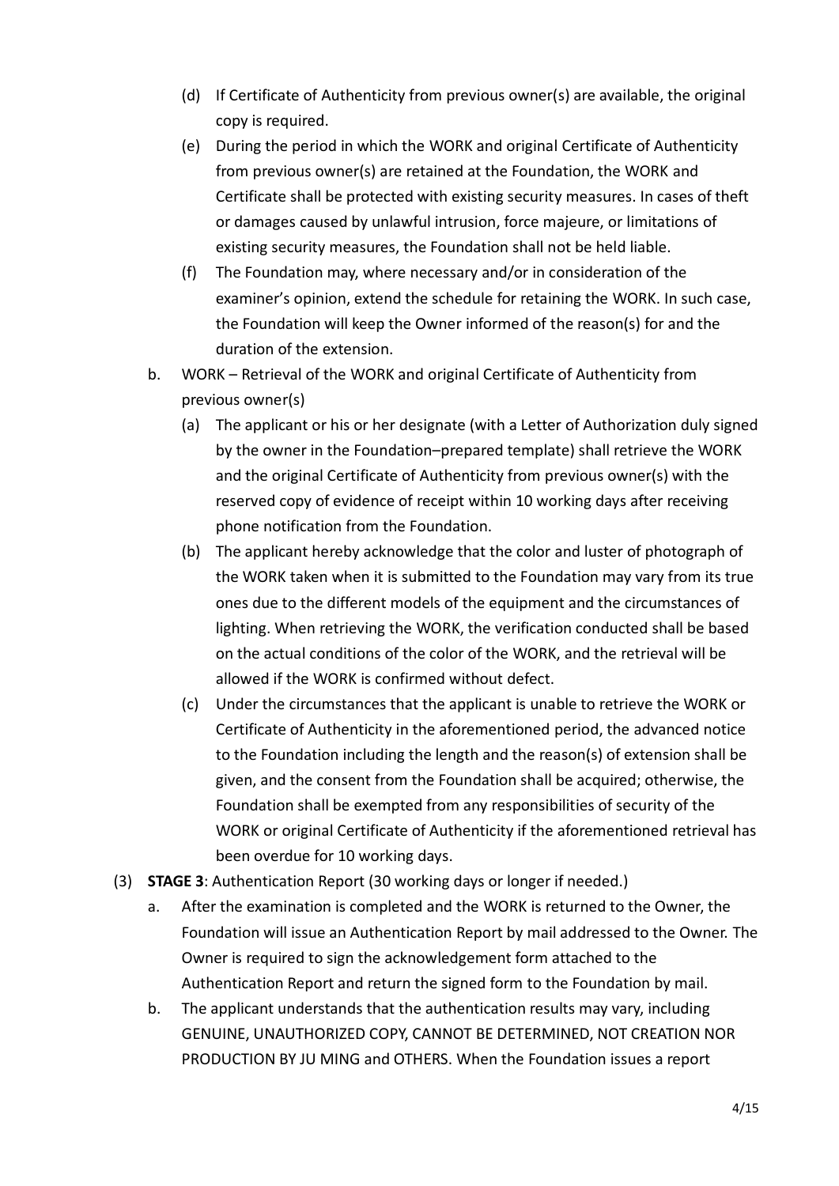(d) If Certificate of Authenticity from previous owner(s) are available, the original copy is required.

(e) During the period in which the WORK and original Certificate of Authenticity from previous owner(s) are retained at the Foundation, the WORK and Certificate shall be protected with existing security measures. In cases of theft or damages caused by unlawful intrusion, force majeure, or limitations of existing security measures, the Foundation shall not be held liable.

(f) The Foundation may, where necessary and/or in consideration of the examiner's opinion, extend the schedule for retaining the WORK. In such case, the Foundation will keep the Owner informed of the reason(s) for and the duration of the extension.

b. WORK – Retrieval of the WORK and original Certificate of Authenticity from previous owner(s)

(a) The applicant or his or her designate (with a Letter of Authorization duly signed by the owner in the Foundation–prepared template) shall retrieve the WORK and the original Certificate of Authenticity from previous owner(s) with the reserved copy of evidence of receipt within 10 working days after receiving phone notification from the Foundation.

(b) The applicant hereby acknowledge that the color and luster of photograph of the WORK taken when it is submitted to the Foundation may vary from its true ones due to the different models of the equipment and the circumstances of lighting. When retrieving the WORK, the verification conducted shall be based on the actual conditions of the color of the WORK, and the retrieval will be allowed if the WORK is confirmed without defect.

(c) Under the circumstances that the applicant is unable to retrieve the WORK or Certificate of Authenticity in the aforementioned period, the advanced notice to the Foundation including the length and the reason(s) of extension shall be given, and the consent from the Foundation shall be acquired; otherwise, the Foundation shall be exempted from any responsibilities of security of the WORK or original Certificate of Authenticity if the aforementioned retrieval has been overdue for 10 working days.

(3) **STAGE 3**: Authentication Report (30 working days or longer if needed.)

a. After the examination is completed and the WORK is returned to the Owner, the Foundation will issue an Authentication Report by mail addressed to the Owner. The Owner is required to sign the acknowledgement form attached to the Authentication Report and return the signed form to the Foundation by mail.

b. The applicant understands that the authentication results may vary, including GENUINE, UNAUTHORIZED COPY, CANNOT BE DETERMINED, NOT CREATION NOR PRODUCTION BY JU MING and OTHERS. When the Foundation issues a report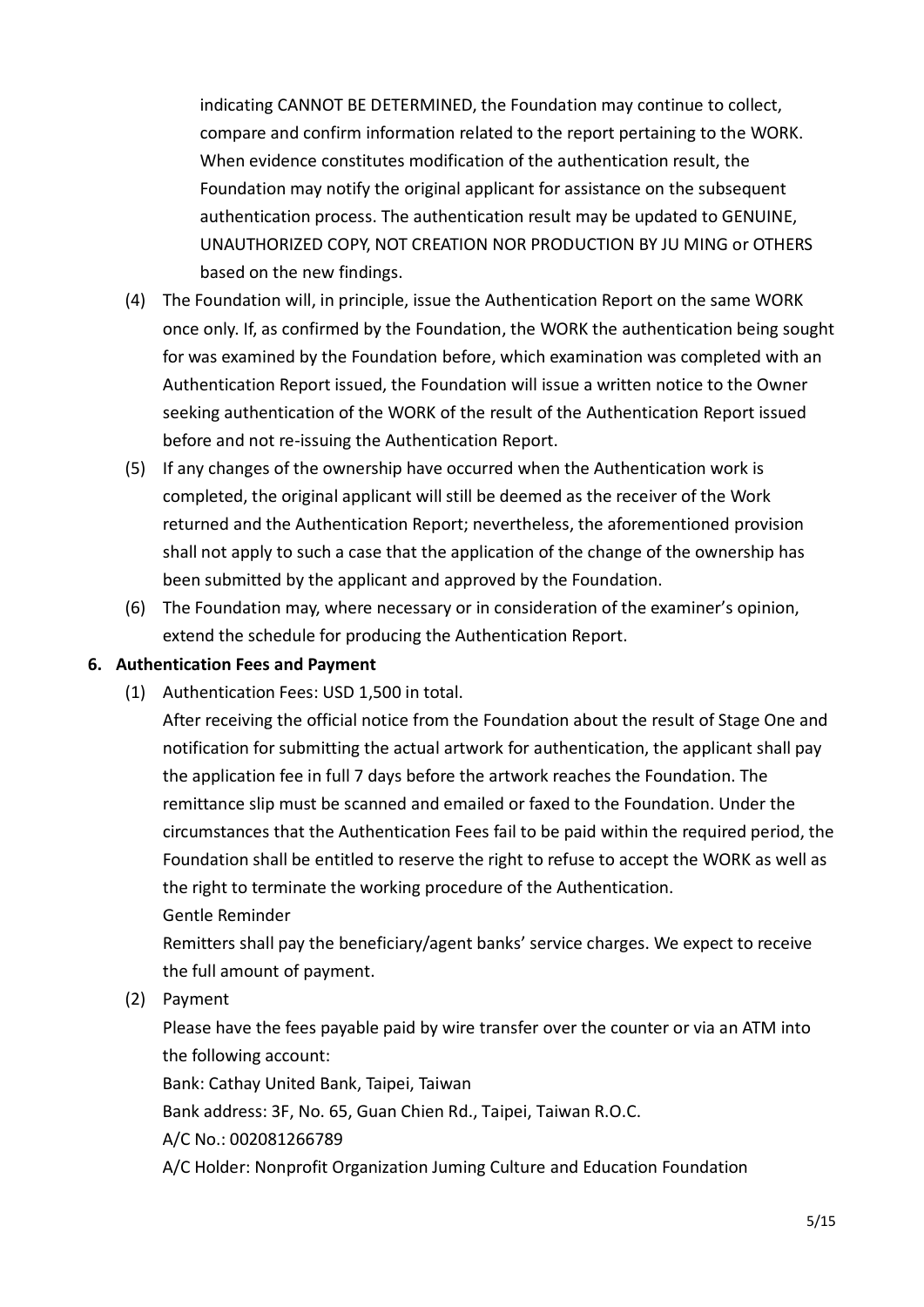indicating CANNOT BE DETERMINED, the Foundation may continue to collect, compare and confirm information related to the report pertaining to the WORK. When evidence constitutes modification of the authentication result, the Foundation may notify the original applicant for assistance on the subsequent authentication process. The authentication result may be updated to GENUINE, UNAUTHORIZED COPY, NOT CREATION NOR PRODUCTION BY JU MING or OTHERS based on the new findings.

(4) The Foundation will, in principle, issue the Authentication Report on the same WORK once only. If, as confirmed by the Foundation, the WORK the authentication being sought for was examined by the Foundation before, which examination was completed with an Authentication Report issued, the Foundation will issue a written notice to the Owner seeking authentication of the WORK of the result of the Authentication Report issued before and not re-issuing the Authentication Report.

(5) If any changes of the ownership have occurred when the Authentication work is completed, the original applicant will still be deemed as the receiver of the Work returned and the Authentication Report; nevertheless, the aforementioned provision shall not apply to such a case that the application of the change of the ownership has been submitted by the applicant and approved by the Foundation.

(6) The Foundation may, where necessary or in consideration of the examiner's opinion, extend the schedule for producing the Authentication Report.

**6. Authentication Fees and Payment**

(1) Authentication Fees: USD 1,500 in total.

After receiving the official notice from the Foundation about the result of Stage One and notification for submitting the actual artwork for authentication, the applicant shall pay the application fee in full 7 days before the artwork reaches the Foundation. The remittance slip must be scanned and emailed or faxed to the Foundation. Under the circumstances that the Authentication Fees fail to be paid within the required period, the Foundation shall be entitled to reserve the right to refuse to accept the WORK as well as the right to terminate the working procedure of the Authentication.

Gentle Reminder

Remitters shall pay the beneficiary/agent banks' service charges. We expect to receive the full amount of payment.

(2) Payment

Please have the fees payable paid by wire transfer over the counter or via an ATM into the following account:

Bank: Cathay United Bank, Taipei, Taiwan

Bank address: 3F, No. 65, Guan Chien Rd., Taipei, Taiwan R.O.C.

A/C No.: 002081266789

A/C Holder: Nonprofit Organization Juming Culture and Education Foundation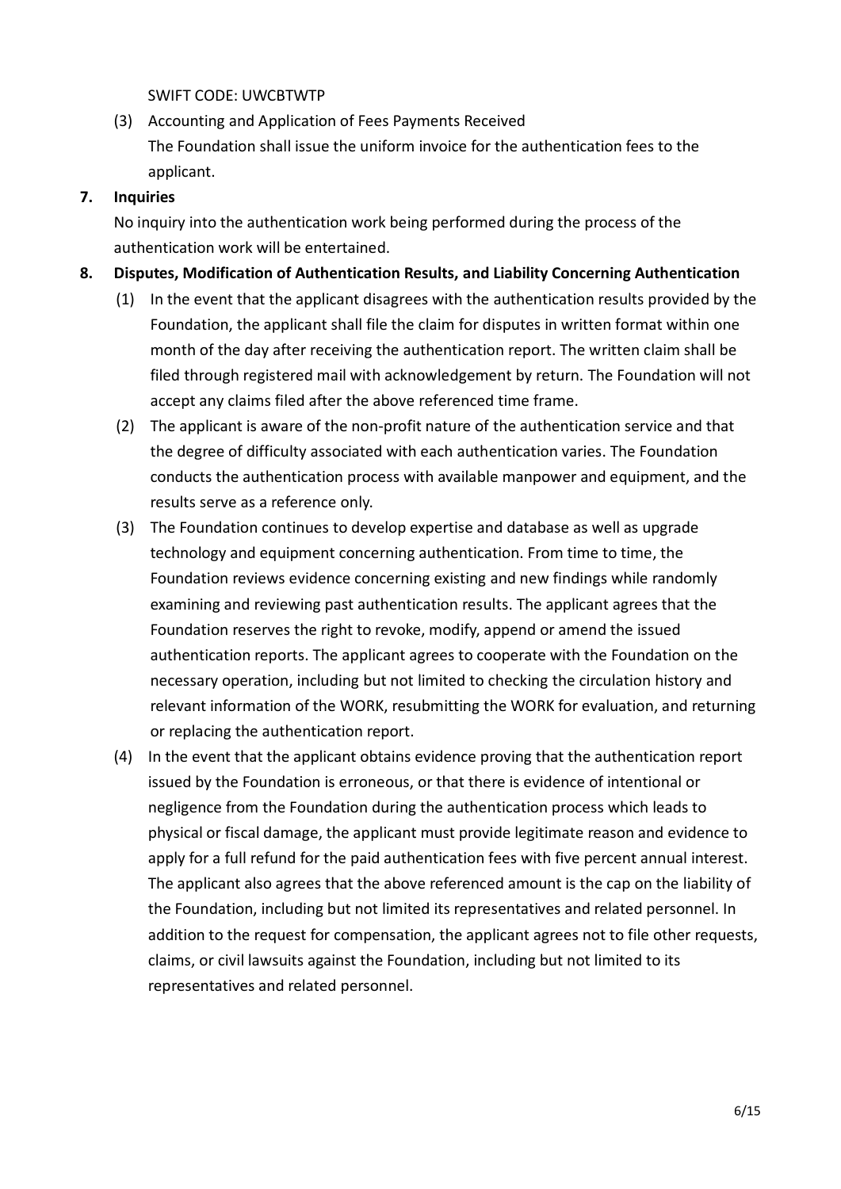SWIFT CODE: UWCBTWTP

(3) Accounting and Application of Fees Payments Received
The Foundation shall issue the uniform invoice for the authentication fees to the applicant.

**7. Inquiries**

No inquiry into the authentication work being performed during the process of the authentication work will be entertained.

**8. Disputes, Modification of Authentication Results, and Liability Concerning Authentication**

(1) In the event that the applicant disagrees with the authentication results provided by the Foundation, the applicant shall file the claim for disputes in written format within one month of the day after receiving the authentication report. The written claim shall be filed through registered mail with acknowledgement by return. The Foundation will not accept any claims filed after the above referenced time frame.

(2) The applicant is aware of the non-profit nature of the authentication service and that the degree of difficulty associated with each authentication varies. The Foundation conducts the authentication process with available manpower and equipment, and the results serve as a reference only.

(3) The Foundation continues to develop expertise and database as well as upgrade technology and equipment concerning authentication. From time to time, the Foundation reviews evidence concerning existing and new findings while randomly examining and reviewing past authentication results. The applicant agrees that the Foundation reserves the right to revoke, modify, append or amend the issued authentication reports. The applicant agrees to cooperate with the Foundation on the necessary operation, including but not limited to checking the circulation history and relevant information of the WORK, resubmitting the WORK for evaluation, and returning or replacing the authentication report.

(4) In the event that the applicant obtains evidence proving that the authentication report issued by the Foundation is erroneous, or that there is evidence of intentional or negligence from the Foundation during the authentication process which leads to physical or fiscal damage, the applicant must provide legitimate reason and evidence to apply for a full refund for the paid authentication fees with five percent annual interest. The applicant also agrees that the above referenced amount is the cap on the liability of the Foundation, including but not limited its representatives and related personnel. In addition to the request for compensation, the applicant agrees not to file other requests, claims, or civil lawsuits against the Foundation, including but not limited to its representatives and related personnel.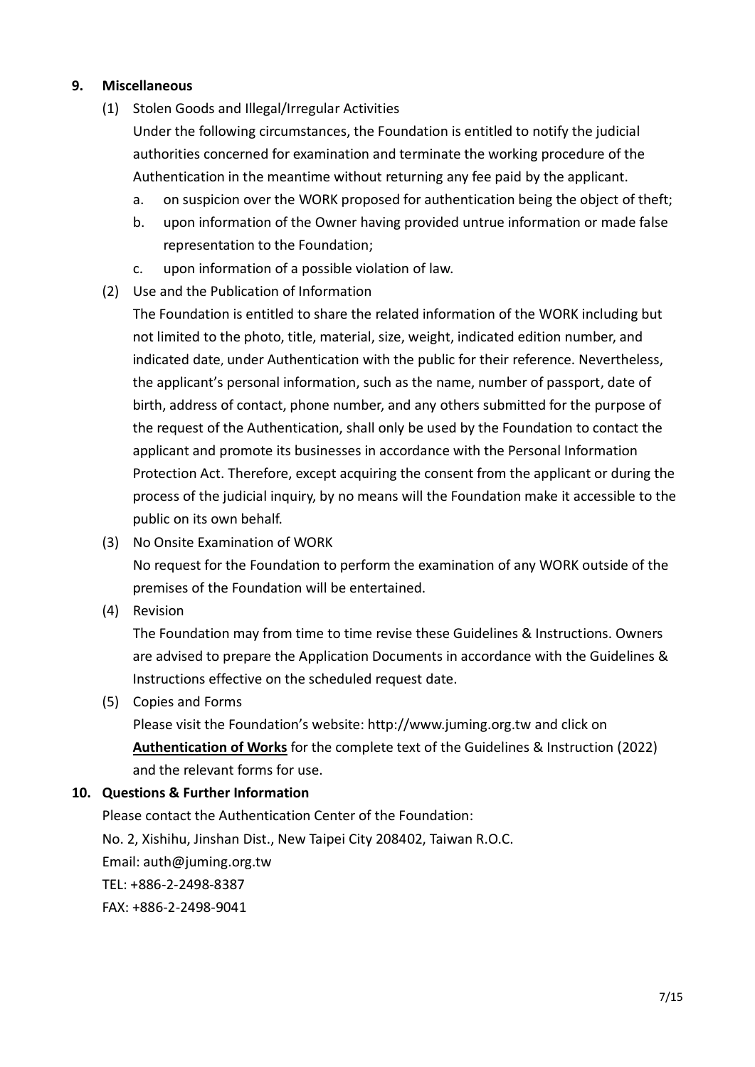## 9. Miscellaneous

(1) Stolen Goods and Illegal/Irregular Activities

Under the following circumstances, the Foundation is entitled to notify the judicial authorities concerned for examination and terminate the working procedure of the Authentication in the meantime without returning any fee paid by the applicant.

a. on suspicion over the WORK proposed for authentication being the object of theft;

b. upon information of the Owner having provided untrue information or made false representation to the Foundation;

c. upon information of a possible violation of law.

(2) Use and the Publication of Information

The Foundation is entitled to share the related information of the WORK including but not limited to the photo, title, material, size, weight, indicated edition number, and indicated date, under Authentication with the public for their reference. Nevertheless, the applicant's personal information, such as the name, number of passport, date of birth, address of contact, phone number, and any others submitted for the purpose of the request of the Authentication, shall only be used by the Foundation to contact the applicant and promote its businesses in accordance with the Personal Information Protection Act. Therefore, except acquiring the consent from the applicant or during the process of the judicial inquiry, by no means will the Foundation make it accessible to the public on its own behalf.

(3) No Onsite Examination of WORK

No request for the Foundation to perform the examination of any WORK outside of the premises of the Foundation will be entertained.

(4) Revision

The Foundation may from time to time revise these Guidelines & Instructions. Owners are advised to prepare the Application Documents in accordance with the Guidelines & Instructions effective on the scheduled request date.

(5) Copies and Forms

Please visit the Foundation's website: http://www.juming.org.tw and click on **Authentication of Works** for the complete text of the Guidelines & Instruction (2022) and the relevant forms for use.

## 10. Questions & Further Information

Please contact the Authentication Center of the Foundation:

No. 2, Xishihu, Jinshan Dist., New Taipei City 208402, Taiwan R.O.C.

Email: auth@juming.org.tw

TEL: +886-2-2498-8387

FAX: +886-2-2498-9041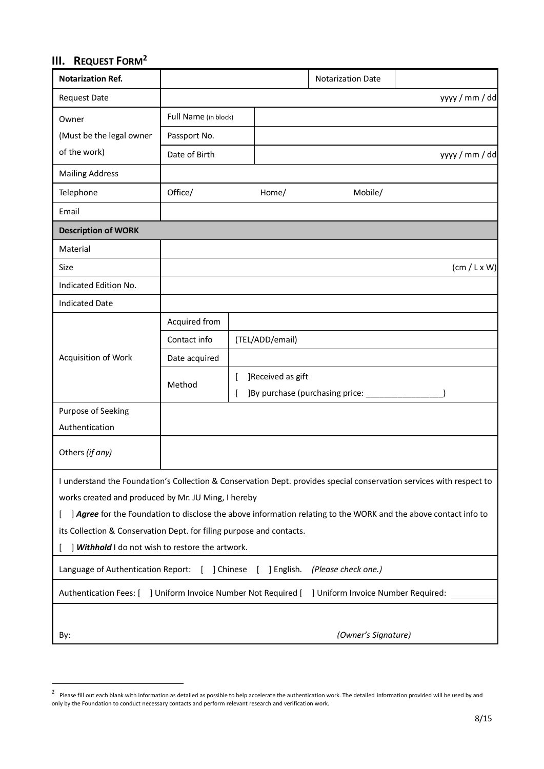## III. REQUEST FORM[2]

| **Notarization Ref.** | | | Notarization Date | |
|---|---|---|---|---|
| Request Date | | | | yyyy / mm / dd |
| Owner (Must be the legal owner of the work) | Full Name (in block) | | | |
| | Passport No. | | | |
| | Date of Birth | | | yyyy / mm / dd |
| Mailing Address | | | | |
| Telephone | Office/ | Home/ | Mobile/ | |
| Email | | | | |
| **Description of WORK** | | | | |
| Material | | | | |
| Size | | | | (cm / L x W) |
| Indicated Edition No. | | | | |
| Indicated Date | | | | |
| Acquisition of Work | Acquired from | | | |
| | Contact info | (TEL/ADD/email) | | |
| | Date acquired | | | |
| | Method | [ ]Received as gift<br>[ ]By purchase (purchasing price: ________________) | | |
| Purpose of Seeking Authentication | | | | |
| Others *(if any)* | | | | |

I understand the Foundation's Collection & Conservation Dept. provides special conservation services with respect to works created and produced by Mr. JU Ming, I hereby

[ ] ***Agree*** for the Foundation to disclose the above information relating to the WORK and the above contact info to its Collection & Conservation Dept. for filing purpose and contacts.

[ ] ***Withhold*** I do not wish to restore the artwork.

Language of Authentication Report: [ ] Chinese [ ] English. *(Please check one.)*

Authentication Fees: [ ] Uniform Invoice Number Not Required [ ] Uniform Invoice Number Required: __________

By: *(Owner's Signature)*

---

[2] Please fill out each blank with information as detailed as possible to help accelerate the authentication work. The detailed information provided will be used by and only by the Foundation to conduct necessary contacts and perform relevant research and verification work.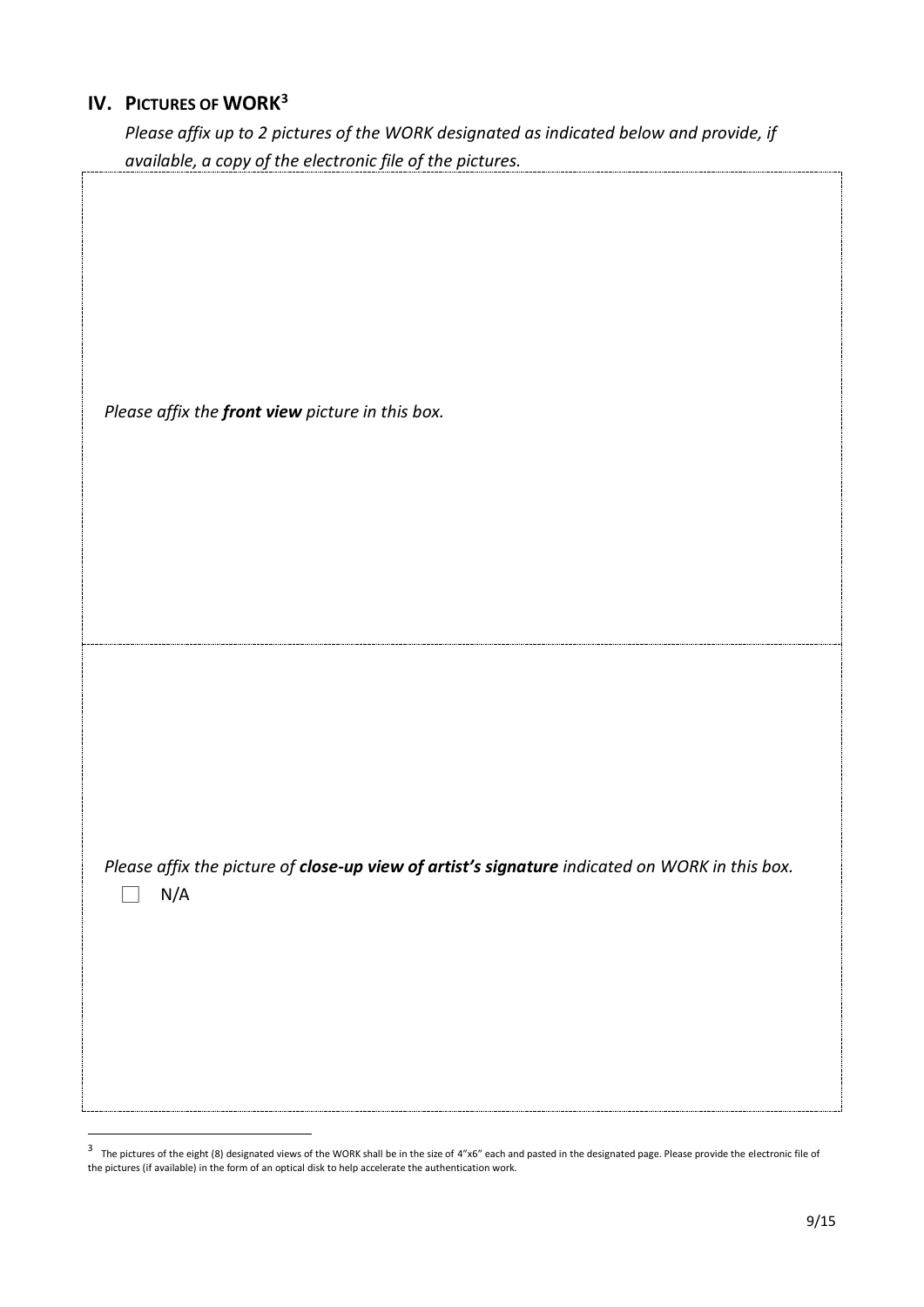## IV. PICTURES OF WORK[3]

*Please affix up to 2 pictures of the WORK designated as indicated below and provide, if available, a copy of the electronic file of the pictures.*

*Please affix the **front view** picture in this box.*

*Please affix the picture of **close-up view of artist's signature** indicated on WORK in this box.*

☐ N/A

[3] The pictures of the eight (8) designated views of the WORK shall be in the size of 4"x6" each and pasted in the designated page. Please provide the electronic file of the pictures (if available) in the form of an optical disk to help accelerate the authentication work.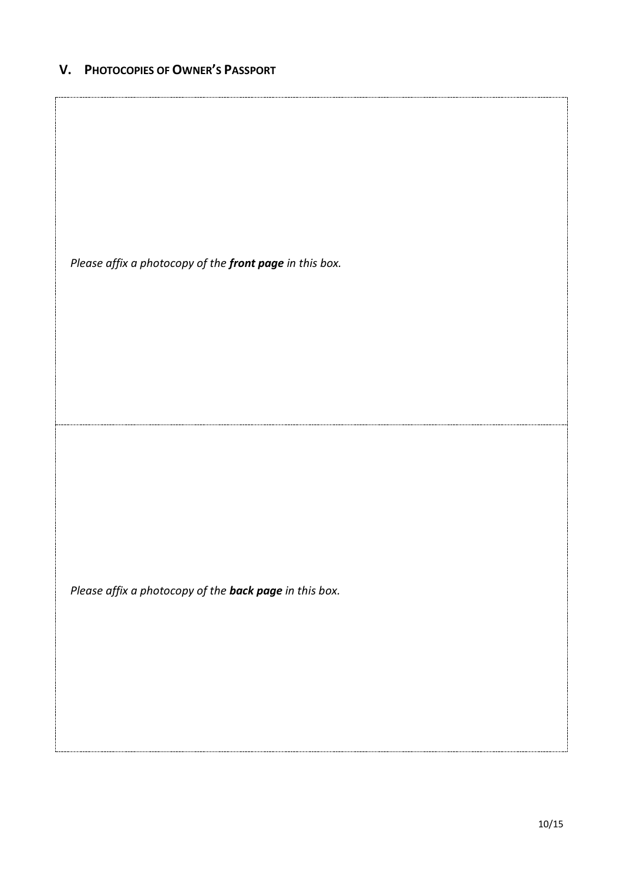## V. Photocopies of Owner's Passport

*Please affix a photocopy of the **front page** in this box.*

*Please affix a photocopy of the **back page** in this box.*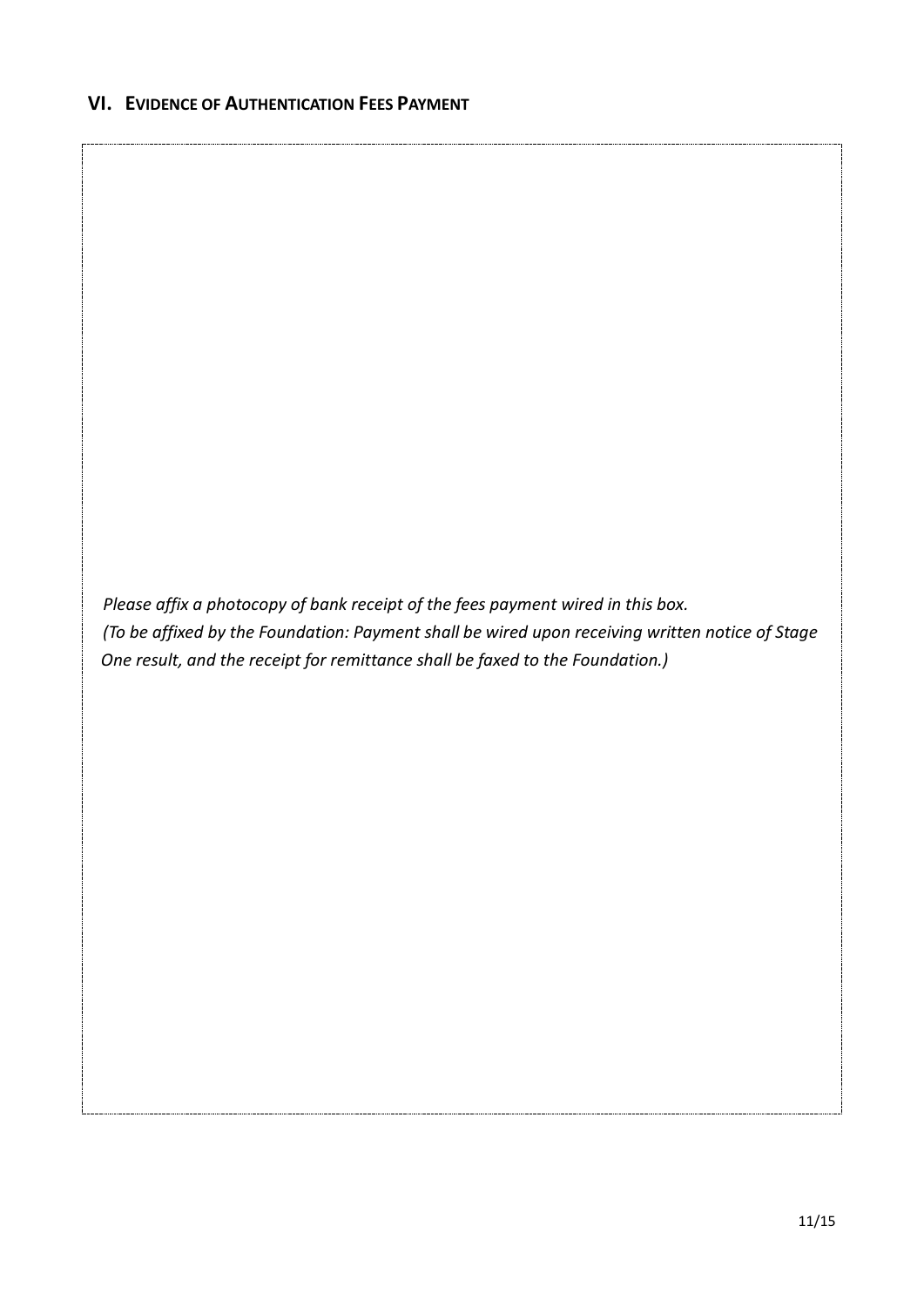## VI. Evidence of Authentication Fees Payment

*Please affix a photocopy of bank receipt of the fees payment wired in this box.*
*(To be affixed by the Foundation: Payment shall be wired upon receiving written notice of Stage One result, and the receipt for remittance shall be faxed to the Foundation.)*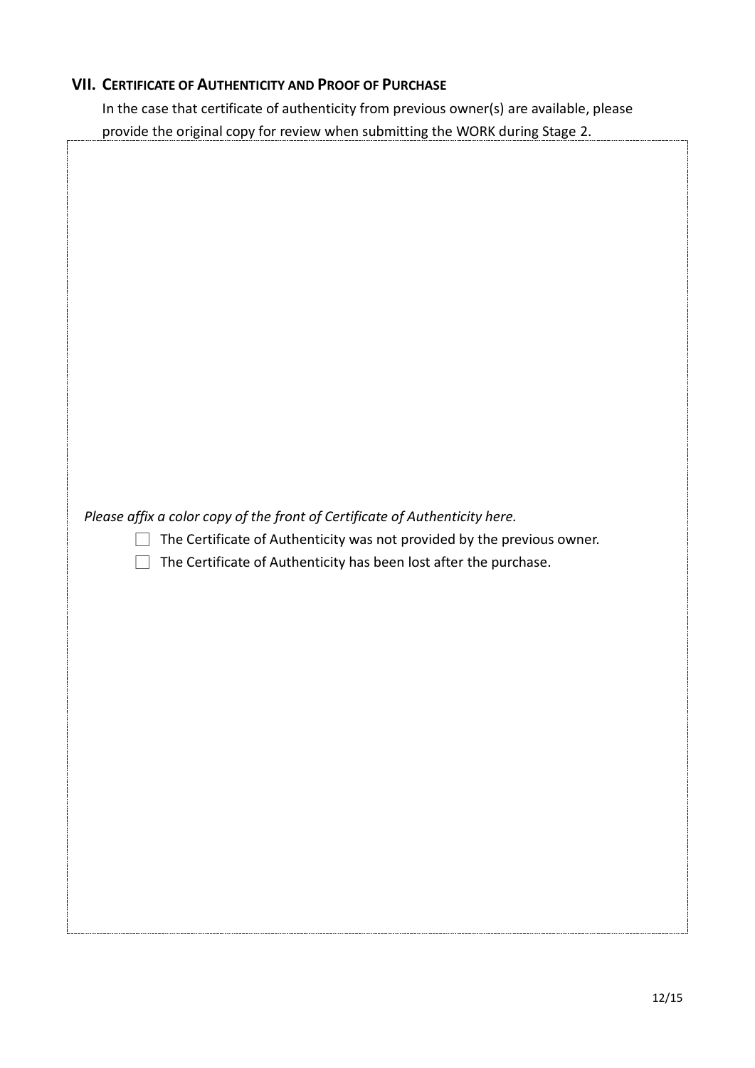## VII. CERTIFICATE OF AUTHENTICITY AND PROOF OF PURCHASE

In the case that certificate of authenticity from previous owner(s) are available, please provide the original copy for review when submitting the WORK during Stage 2.

*Please affix a color copy of the front of Certificate of Authenticity here.*

- ☐ The Certificate of Authenticity was not provided by the previous owner.
- ☐ The Certificate of Authenticity has been lost after the purchase.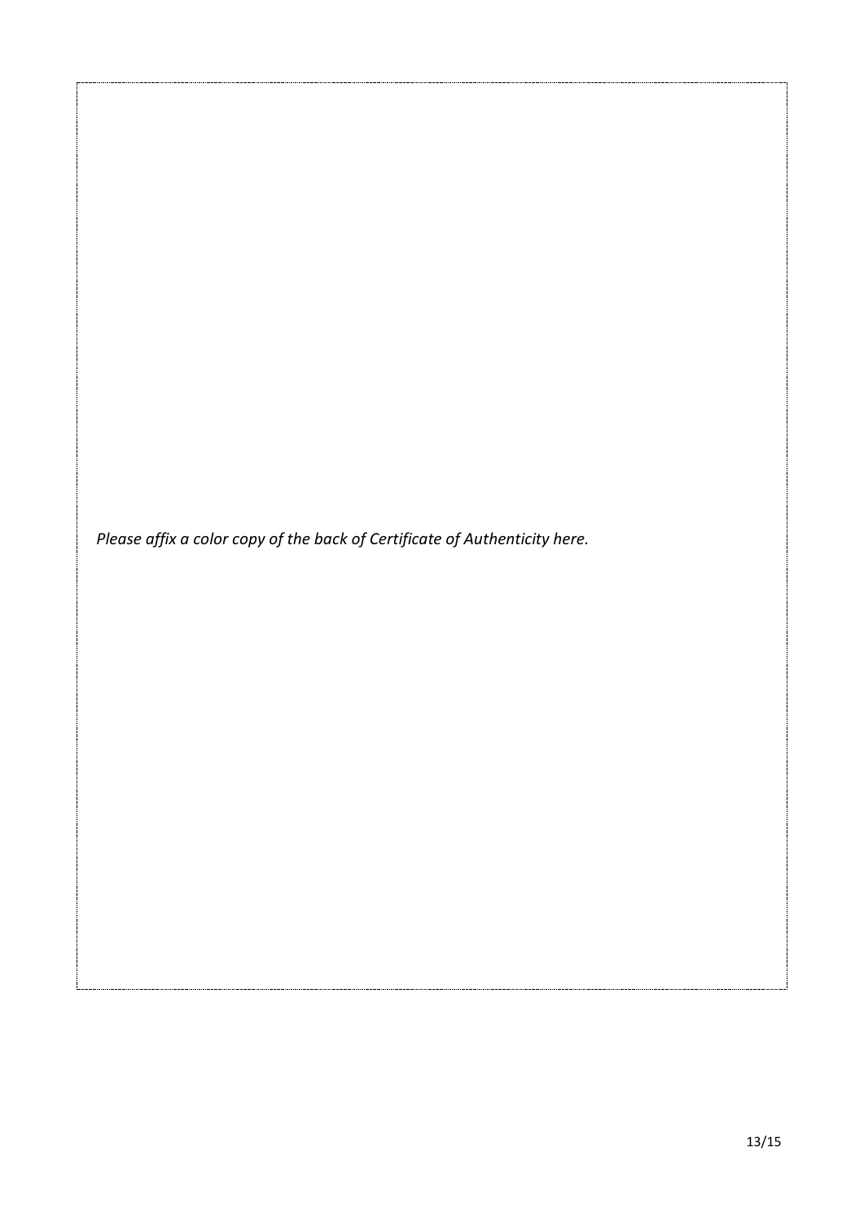*Please affix a color copy of the back of Certificate of Authenticity here.*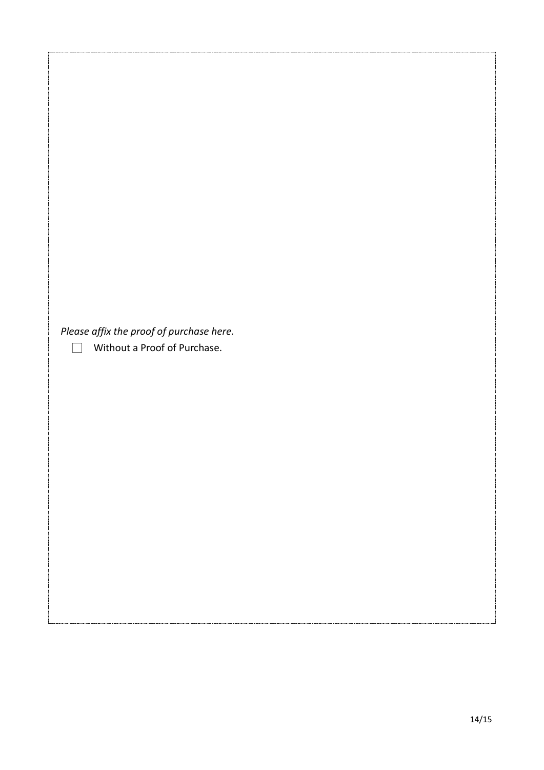*Please affix the proof of purchase here.*

☐ Without a Proof of Purchase.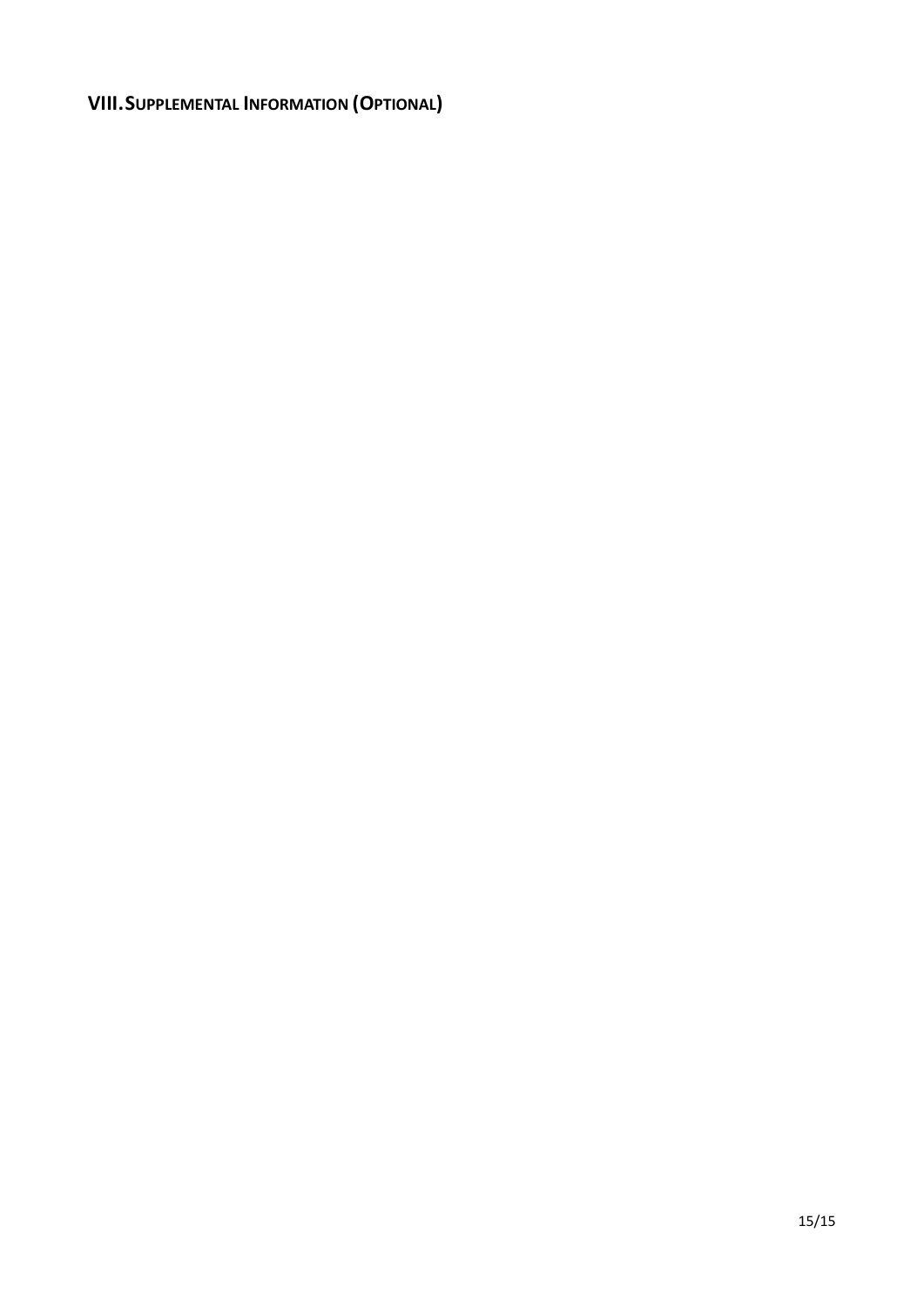## VIII. Supplemental Information (Optional)